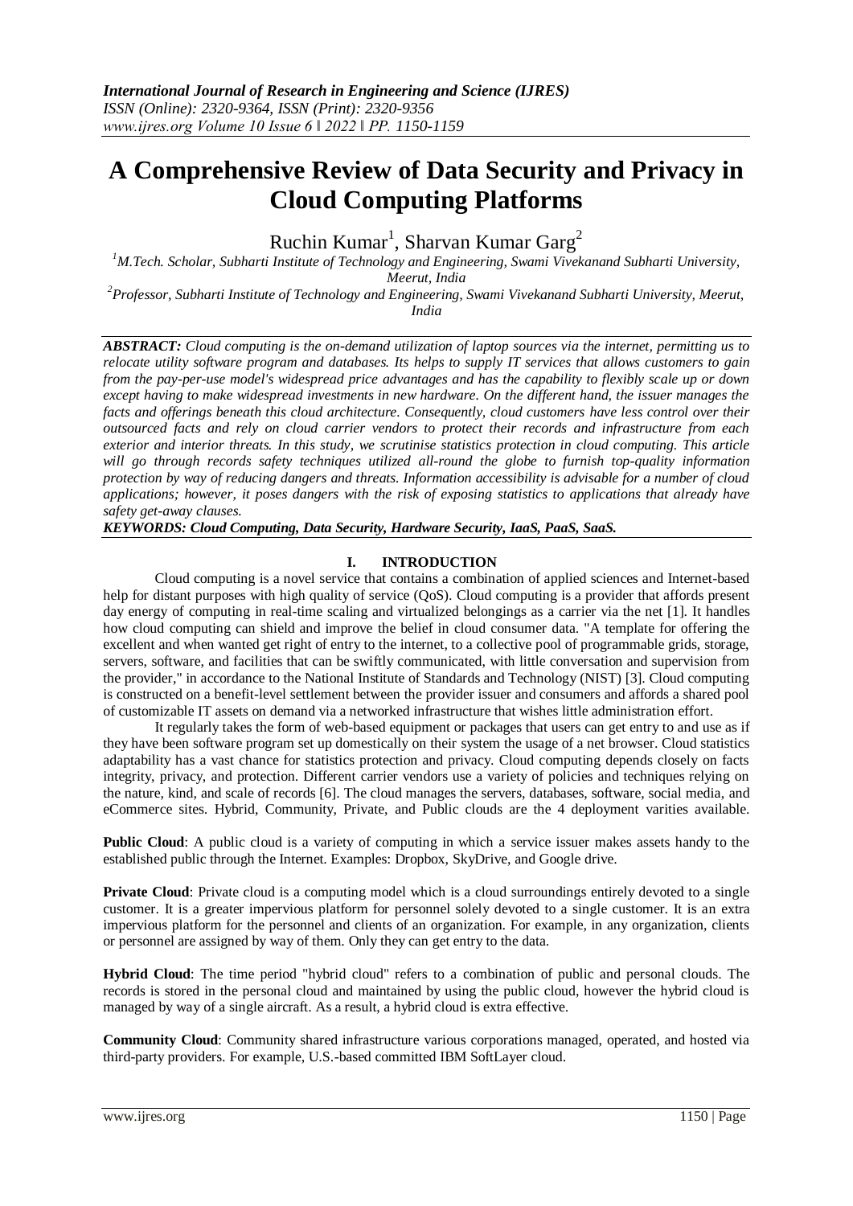# A Comprehensive Review of Data Security and Privacy in Cloud Computing Platforms

Ruchin Kumar[1], Sharvan Kumar Garg[2]

[1]M.Tech. Scholar, Subharti Institute of Technology and Engineering, Swami Vivekanand Subharti University, Meerut, India

[2]Professor, Subharti Institute of Technology and Engineering, Swami Vivekanand Subharti University, Meerut, India

***ABSTRACT:*** *Cloud computing is the on-demand utilization of laptop sources via the internet, permitting us to relocate utility software program and databases. Its helps to supply IT services that allows customers to gain from the pay-per-use model's widespread price advantages and has the capability to flexibly scale up or down except having to make widespread investments in new hardware. On the different hand, the issuer manages the facts and offerings beneath this cloud architecture. Consequently, cloud customers have less control over their outsourced facts and rely on cloud carrier vendors to protect their records and infrastructure from each exterior and interior threats. In this study, we scrutinise statistics protection in cloud computing. This article will go through records safety techniques utilized all-round the globe to furnish top-quality information protection by way of reducing dangers and threats. Information accessibility is advisable for a number of cloud applications; however, it poses dangers with the risk of exposing statistics to applications that already have safety get-away clauses.*

***KEYWORDS: Cloud Computing, Data Security, Hardware Security, IaaS, PaaS, SaaS.***

## I. INTRODUCTION

Cloud computing is a novel service that contains a combination of applied sciences and Internet-based help for distant purposes with high quality of service (QoS). Cloud computing is a provider that affords present day energy of computing in real-time scaling and virtualized belongings as a carrier via the net [1]. It handles how cloud computing can shield and improve the belief in cloud consumer data. "A template for offering the excellent and when wanted get right of entry to the internet, to a collective pool of programmable grids, storage, servers, software, and facilities that can be swiftly communicated, with little conversation and supervision from the provider," in accordance to the National Institute of Standards and Technology (NIST) [3]. Cloud computing is constructed on a benefit-level settlement between the provider issuer and consumers and affords a shared pool of customizable IT assets on demand via a networked infrastructure that wishes little administration effort.

It regularly takes the form of web-based equipment or packages that users can get entry to and use as if they have been software program set up domestically on their system the usage of a net browser. Cloud statistics adaptability has a vast chance for statistics protection and privacy. Cloud computing depends closely on facts integrity, privacy, and protection. Different carrier vendors use a variety of policies and techniques relying on the nature, kind, and scale of records [6]. The cloud manages the servers, databases, software, social media, and eCommerce sites. Hybrid, Community, Private, and Public clouds are the 4 deployment varities available.

**Public Cloud**: A public cloud is a variety of computing in which a service issuer makes assets handy to the established public through the Internet. Examples: Dropbox, SkyDrive, and Google drive.

**Private Cloud**: Private cloud is a computing model which is a cloud surroundings entirely devoted to a single customer. It is a greater impervious platform for personnel solely devoted to a single customer. It is an extra impervious platform for the personnel and clients of an organization. For example, in any organization, clients or personnel are assigned by way of them. Only they can get entry to the data.

**Hybrid Cloud**: The time period "hybrid cloud" refers to a combination of public and personal clouds. The records is stored in the personal cloud and maintained by using the public cloud, however the hybrid cloud is managed by way of a single aircraft. As a result, a hybrid cloud is extra effective.

**Community Cloud**: Community shared infrastructure various corporations managed, operated, and hosted via third-party providers. For example, U.S.-based committed IBM SoftLayer cloud.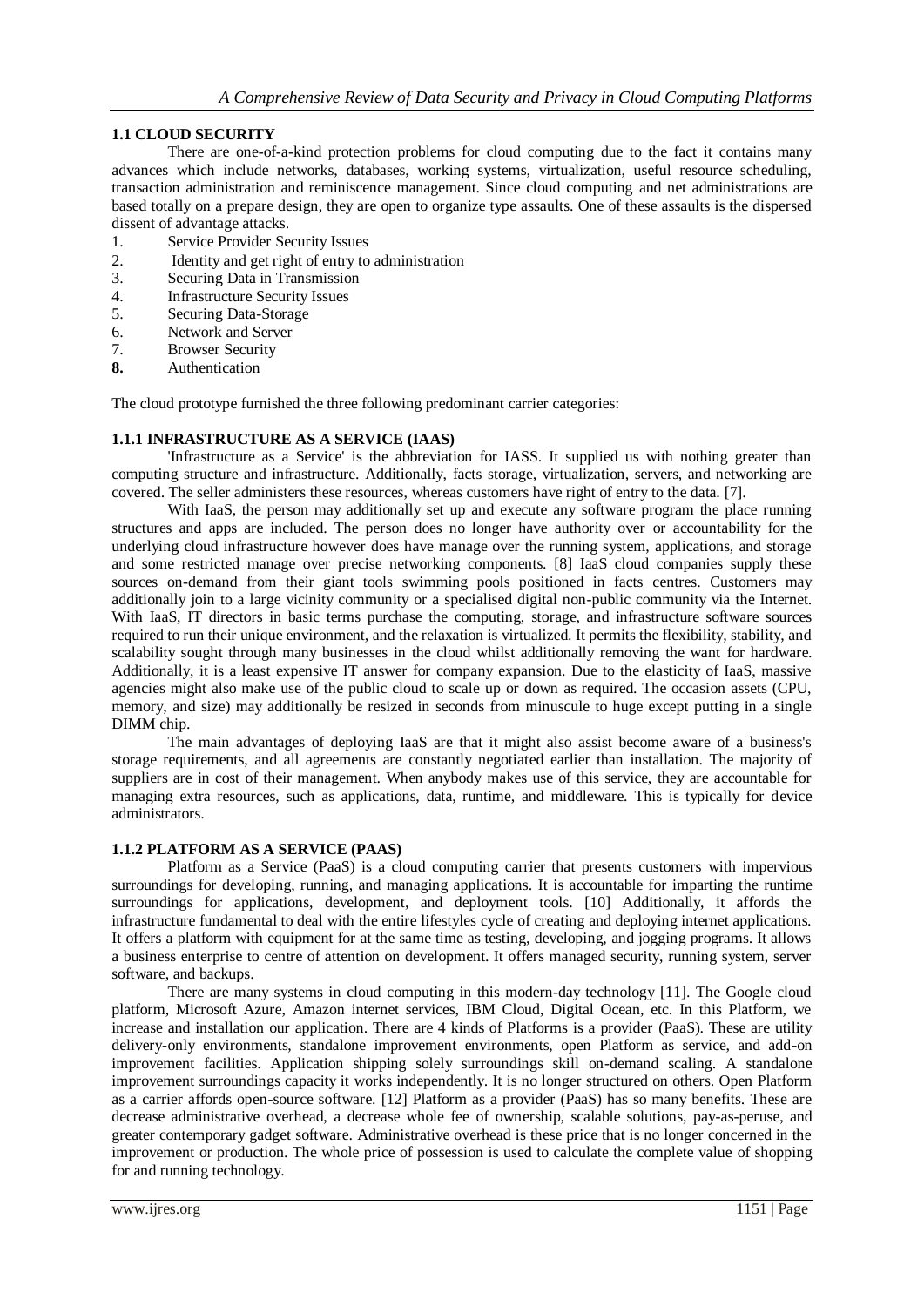### 1.1 CLOUD SECURITY

There are one-of-a-kind protection problems for cloud computing due to the fact it contains many advances which include networks, databases, working systems, virtualization, useful resource scheduling, transaction administration and reminiscence management. Since cloud computing and net administrations are based totally on a prepare design, they are open to organize type assaults. One of these assaults is the dispersed dissent of advantage attacks.

1. Service Provider Security Issues
2. Identity and get right of entry to administration
3. Securing Data in Transmission
4. Infrastructure Security Issues
5. Securing Data-Storage
6. Network and Server
7. Browser Security
8. Authentication

The cloud prototype furnished the three following predominant carrier categories:

#### 1.1.1 INFRASTRUCTURE AS A SERVICE (IAAS)

'Infrastructure as a Service' is the abbreviation for IASS. It supplied us with nothing greater than computing structure and infrastructure. Additionally, facts storage, virtualization, servers, and networking are covered. The seller administers these resources, whereas customers have right of entry to the data. [7].

With IaaS, the person may additionally set up and execute any software program the place running structures and apps are included. The person does no longer have authority over or accountability for the underlying cloud infrastructure however does have manage over the running system, applications, and storage and some restricted manage over precise networking components. [8] IaaS cloud companies supply these sources on-demand from their giant tools swimming pools positioned in facts centres. Customers may additionally join to a large vicinity community or a specialised digital non-public community via the Internet. With IaaS, IT directors in basic terms purchase the computing, storage, and infrastructure software sources required to run their unique environment, and the relaxation is virtualized. It permits the flexibility, stability, and scalability sought through many businesses in the cloud whilst additionally removing the want for hardware. Additionally, it is a least expensive IT answer for company expansion. Due to the elasticity of IaaS, massive agencies might also make use of the public cloud to scale up or down as required. The occasion assets (CPU, memory, and size) may additionally be resized in seconds from minuscule to huge except putting in a single DIMM chip.

The main advantages of deploying IaaS are that it might also assist become aware of a business's storage requirements, and all agreements are constantly negotiated earlier than installation. The majority of suppliers are in cost of their management. When anybody makes use of this service, they are accountable for managing extra resources, such as applications, data, runtime, and middleware. This is typically for device administrators.

#### 1.1.2 PLATFORM AS A SERVICE (PAAS)

Platform as a Service (PaaS) is a cloud computing carrier that presents customers with impervious surroundings for developing, running, and managing applications. It is accountable for imparting the runtime surroundings for applications, development, and deployment tools. [10] Additionally, it affords the infrastructure fundamental to deal with the entire lifestyles cycle of creating and deploying internet applications. It offers a platform with equipment for at the same time as testing, developing, and jogging programs. It allows a business enterprise to centre of attention on development. It offers managed security, running system, server software, and backups.

There are many systems in cloud computing in this modern-day technology [11]. The Google cloud platform, Microsoft Azure, Amazon internet services, IBM Cloud, Digital Ocean, etc. In this Platform, we increase and installation our application. There are 4 kinds of Platforms is a provider (PaaS). These are utility delivery-only environments, standalone improvement environments, open Platform as service, and add-on improvement facilities. Application shipping solely surroundings skill on-demand scaling. A standalone improvement surroundings capacity it works independently. It is no longer structured on others. Open Platform as a carrier affords open-source software. [12] Platform as a provider (PaaS) has so many benefits. These are decrease administrative overhead, a decrease whole fee of ownership, scalable solutions, pay-as-peruse, and greater contemporary gadget software. Administrative overhead is these price that is no longer concerned in the improvement or production. The whole price of possession is used to calculate the complete value of shopping for and running technology.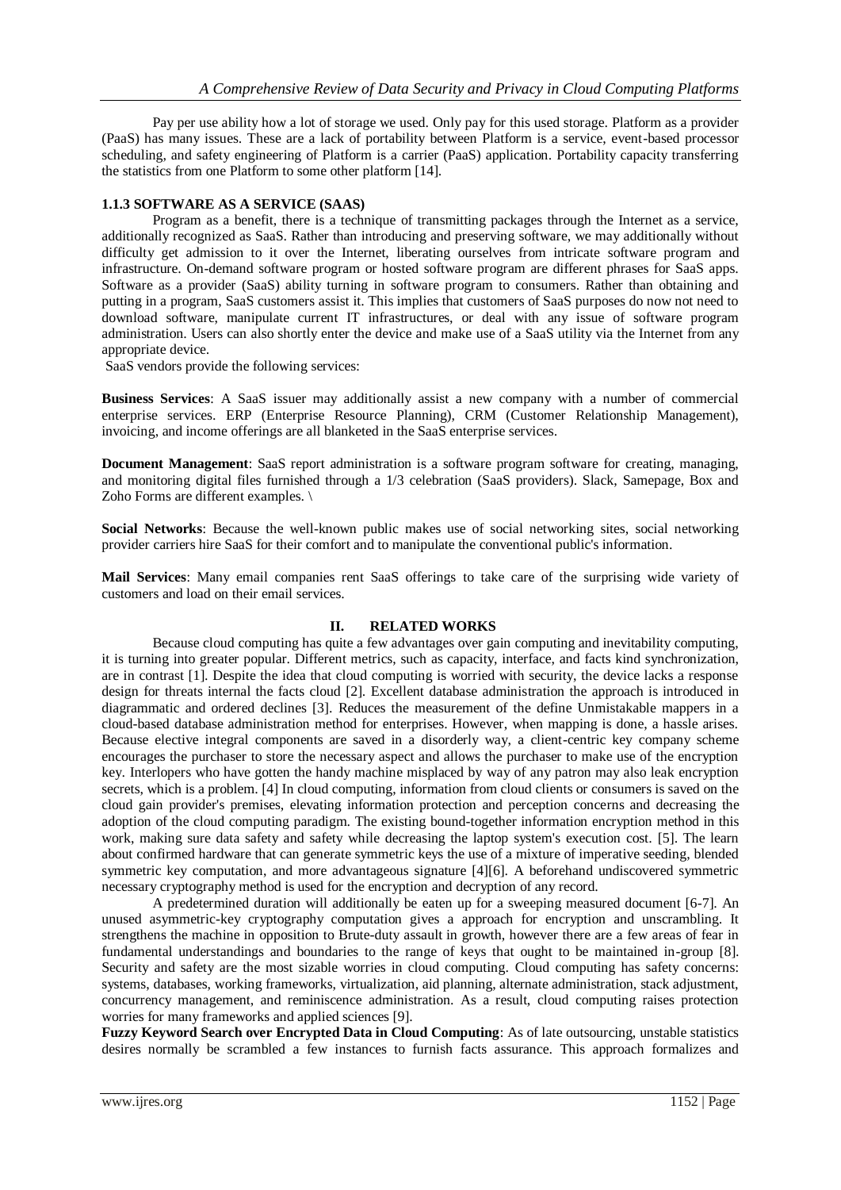Pay per use ability how a lot of storage we used. Only pay for this used storage. Platform as a provider (PaaS) has many issues. These are a lack of portability between Platform is a service, event-based processor scheduling, and safety engineering of Platform is a carrier (PaaS) application. Portability capacity transferring the statistics from one Platform to some other platform [14].

### 1.1.3 SOFTWARE AS A SERVICE (SAAS)

Program as a benefit, there is a technique of transmitting packages through the Internet as a service, additionally recognized as SaaS. Rather than introducing and preserving software, we may additionally without difficulty get admission to it over the Internet, liberating ourselves from intricate software program and infrastructure. On-demand software program or hosted software program are different phrases for SaaS apps. Software as a provider (SaaS) ability turning in software program to consumers. Rather than obtaining and putting in a program, SaaS customers assist it. This implies that customers of SaaS purposes do now not need to download software, manipulate current IT infrastructures, or deal with any issue of software program administration. Users can also shortly enter the device and make use of a SaaS utility via the Internet from any appropriate device.

SaaS vendors provide the following services:

**Business Services**: A SaaS issuer may additionally assist a new company with a number of commercial enterprise services. ERP (Enterprise Resource Planning), CRM (Customer Relationship Management), invoicing, and income offerings are all blanketed in the SaaS enterprise services.

**Document Management**: SaaS report administration is a software program software for creating, managing, and monitoring digital files furnished through a 1/3 celebration (SaaS providers). Slack, Samepage, Box and Zoho Forms are different examples. \

**Social Networks**: Because the well-known public makes use of social networking sites, social networking provider carriers hire SaaS for their comfort and to manipulate the conventional public's information.

**Mail Services**: Many email companies rent SaaS offerings to take care of the surprising wide variety of customers and load on their email services.

## II. RELATED WORKS

Because cloud computing has quite a few advantages over gain computing and inevitability computing, it is turning into greater popular. Different metrics, such as capacity, interface, and facts kind synchronization, are in contrast [1]. Despite the idea that cloud computing is worried with security, the device lacks a response design for threats internal the facts cloud [2]. Excellent database administration the approach is introduced in diagrammatic and ordered declines [3]. Reduces the measurement of the define Unmistakable mappers in a cloud-based database administration method for enterprises. However, when mapping is done, a hassle arises. Because elective integral components are saved in a disorderly way, a client-centric key company scheme encourages the purchaser to store the necessary aspect and allows the purchaser to make use of the encryption key. Interlopers who have gotten the handy machine misplaced by way of any patron may also leak encryption secrets, which is a problem. [4] In cloud computing, information from cloud clients or consumers is saved on the cloud gain provider's premises, elevating information protection and perception concerns and decreasing the adoption of the cloud computing paradigm. The existing bound-together information encryption method in this work, making sure data safety and safety while decreasing the laptop system's execution cost. [5]. The learn about confirmed hardware that can generate symmetric keys the use of a mixture of imperative seeding, blended symmetric key computation, and more advantageous signature [4][6]. A beforehand undiscovered symmetric necessary cryptography method is used for the encryption and decryption of any record.

A predetermined duration will additionally be eaten up for a sweeping measured document [6-7]. An unused asymmetric-key cryptography computation gives a approach for encryption and unscrambling. It strengthens the machine in opposition to Brute-duty assault in growth, however there are a few areas of fear in fundamental understandings and boundaries to the range of keys that ought to be maintained in-group [8]. Security and safety are the most sizable worries in cloud computing. Cloud computing has safety concerns: systems, databases, working frameworks, virtualization, aid planning, alternate administration, stack adjustment, concurrency management, and reminiscence administration. As a result, cloud computing raises protection worries for many frameworks and applied sciences [9].

**Fuzzy Keyword Search over Encrypted Data in Cloud Computing**: As of late outsourcing, unstable statistics desires normally be scrambled a few instances to furnish facts assurance. This approach formalizes and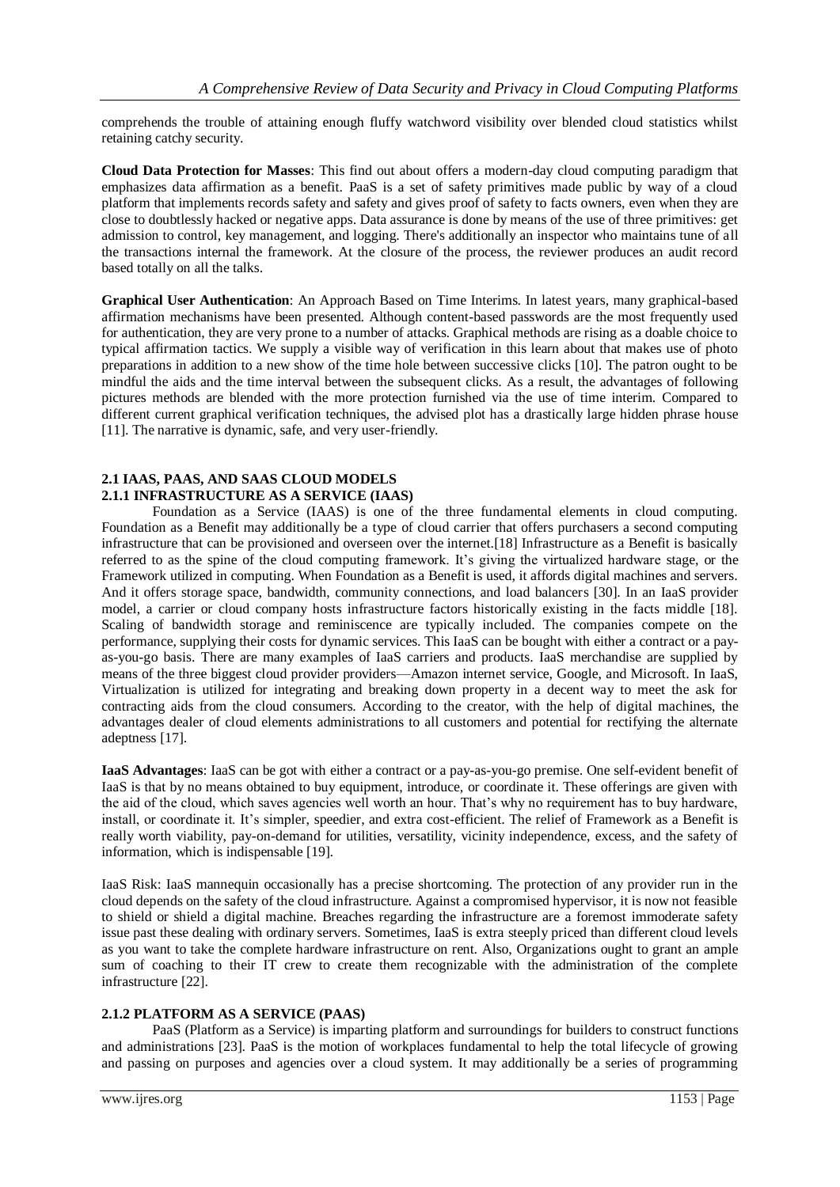comprehends the trouble of attaining enough fluffy watchword visibility over blended cloud statistics whilst retaining catchy security.

**Cloud Data Protection for Masses**: This find out about offers a modern-day cloud computing paradigm that emphasizes data affirmation as a benefit. PaaS is a set of safety primitives made public by way of a cloud platform that implements records safety and safety and gives proof of safety to facts owners, even when they are close to doubtlessly hacked or negative apps. Data assurance is done by means of the use of three primitives: get admission to control, key management, and logging. There's additionally an inspector who maintains tune of all the transactions internal the framework. At the closure of the process, the reviewer produces an audit record based totally on all the talks.

**Graphical User Authentication**: An Approach Based on Time Interims. In latest years, many graphical-based affirmation mechanisms have been presented. Although content-based passwords are the most frequently used for authentication, they are very prone to a number of attacks. Graphical methods are rising as a doable choice to typical affirmation tactics. We supply a visible way of verification in this learn about that makes use of photo preparations in addition to a new show of the time hole between successive clicks [10]. The patron ought to be mindful the aids and the time interval between the subsequent clicks. As a result, the advantages of following pictures methods are blended with the more protection furnished via the use of time interim. Compared to different current graphical verification techniques, the advised plot has a drastically large hidden phrase house [11]. The narrative is dynamic, safe, and very user-friendly.

## 2.1 IAAS, PAAS, AND SAAS CLOUD MODELS

### 2.1.1 INFRASTRUCTURE AS A SERVICE (IAAS)

Foundation as a Service (IAAS) is one of the three fundamental elements in cloud computing. Foundation as a Benefit may additionally be a type of cloud carrier that offers purchasers a second computing infrastructure that can be provisioned and overseen over the internet.[18] Infrastructure as a Benefit is basically referred to as the spine of the cloud computing framework. It's giving the virtualized hardware stage, or the Framework utilized in computing. When Foundation as a Benefit is used, it affords digital machines and servers. And it offers storage space, bandwidth, community connections, and load balancers [30]. In an IaaS provider model, a carrier or cloud company hosts infrastructure factors historically existing in the facts middle [18]. Scaling of bandwidth storage and reminiscence are typically included. The companies compete on the performance, supplying their costs for dynamic services. This IaaS can be bought with either a contract or a pay-as-you-go basis. There are many examples of IaaS carriers and products. IaaS merchandise are supplied by means of the three biggest cloud provider providers—Amazon internet service, Google, and Microsoft. In IaaS, Virtualization is utilized for integrating and breaking down property in a decent way to meet the ask for contracting aids from the cloud consumers. According to the creator, with the help of digital machines, the advantages dealer of cloud elements administrations to all customers and potential for rectifying the alternate adeptness [17].

**IaaS Advantages**: IaaS can be got with either a contract or a pay-as-you-go premise. One self-evident benefit of IaaS is that by no means obtained to buy equipment, introduce, or coordinate it. These offerings are given with the aid of the cloud, which saves agencies well worth an hour. That's why no requirement has to buy hardware, install, or coordinate it. It's simpler, speedier, and extra cost-efficient. The relief of Framework as a Benefit is really worth viability, pay-on-demand for utilities, versatility, vicinity independence, excess, and the safety of information, which is indispensable [19].

IaaS Risk: IaaS mannequin occasionally has a precise shortcoming. The protection of any provider run in the cloud depends on the safety of the cloud infrastructure. Against a compromised hypervisor, it is now not feasible to shield or shield a digital machine. Breaches regarding the infrastructure are a foremost immoderate safety issue past these dealing with ordinary servers. Sometimes, IaaS is extra steeply priced than different cloud levels as you want to take the complete hardware infrastructure on rent. Also, Organizations ought to grant an ample sum of coaching to their IT crew to create them recognizable with the administration of the complete infrastructure [22].

### 2.1.2 PLATFORM AS A SERVICE (PAAS)

PaaS (Platform as a Service) is imparting platform and surroundings for builders to construct functions and administrations [23]. PaaS is the motion of workplaces fundamental to help the total lifecycle of growing and passing on purposes and agencies over a cloud system. It may additionally be a series of programming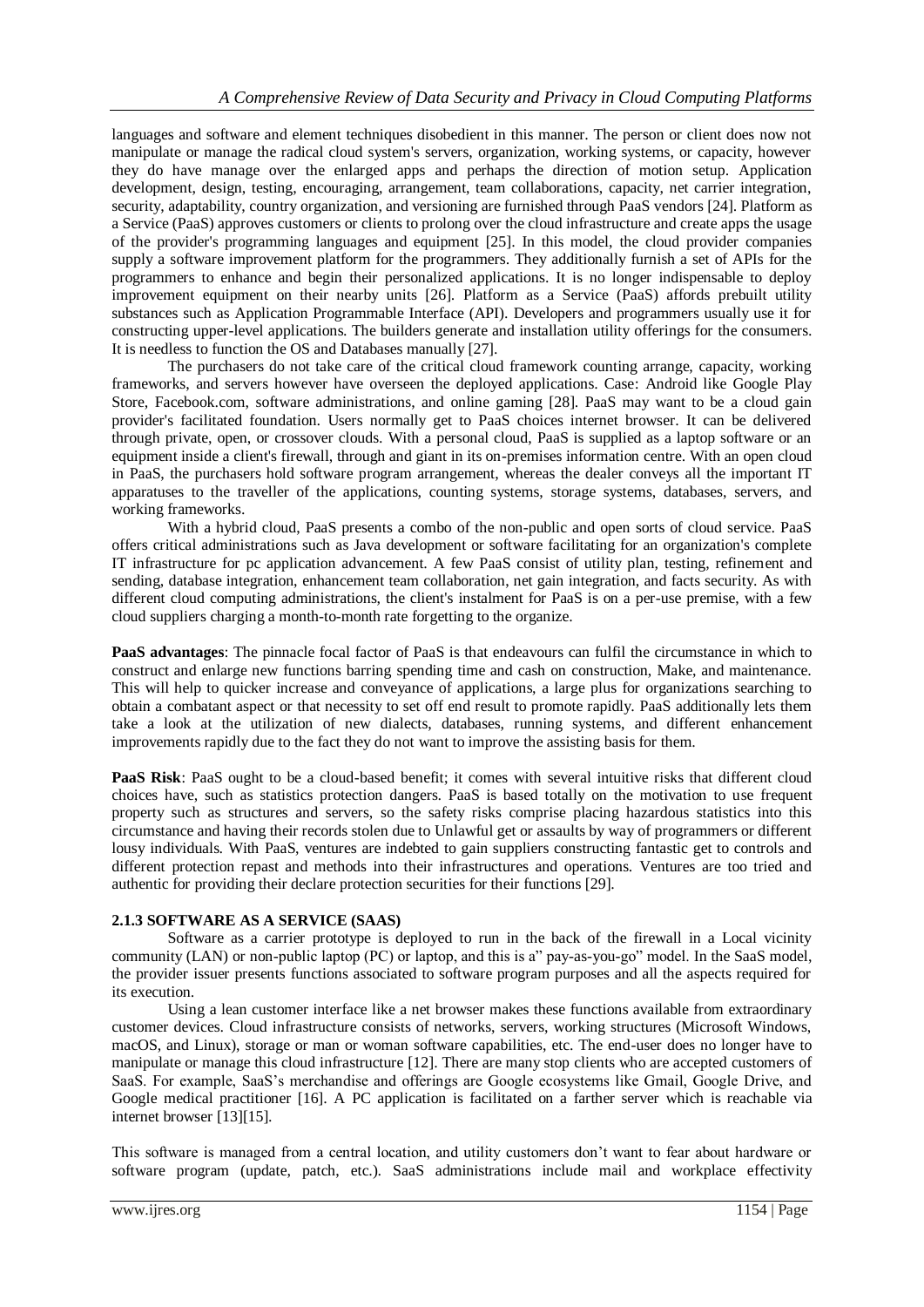languages and software and element techniques disobedient in this manner. The person or client does now not manipulate or manage the radical cloud system's servers, organization, working systems, or capacity, however they do have manage over the enlarged apps and perhaps the direction of motion setup. Application development, design, testing, encouraging, arrangement, team collaborations, capacity, net carrier integration, security, adaptability, country organization, and versioning are furnished through PaaS vendors [24]. Platform as a Service (PaaS) approves customers or clients to prolong over the cloud infrastructure and create apps the usage of the provider's programming languages and equipment [25]. In this model, the cloud provider companies supply a software improvement platform for the programmers. They additionally furnish a set of APIs for the programmers to enhance and begin their personalized applications. It is no longer indispensable to deploy improvement equipment on their nearby units [26]. Platform as a Service (PaaS) affords prebuilt utility substances such as Application Programmable Interface (API). Developers and programmers usually use it for constructing upper-level applications. The builders generate and installation utility offerings for the consumers. It is needless to function the OS and Databases manually [27].

The purchasers do not take care of the critical cloud framework counting arrange, capacity, working frameworks, and servers however have overseen the deployed applications. Case: Android like Google Play Store, Facebook.com, software administrations, and online gaming [28]. PaaS may want to be a cloud gain provider's facilitated foundation. Users normally get to PaaS choices internet browser. It can be delivered through private, open, or crossover clouds. With a personal cloud, PaaS is supplied as a laptop software or an equipment inside a client's firewall, through and giant in its on-premises information centre. With an open cloud in PaaS, the purchasers hold software program arrangement, whereas the dealer conveys all the important IT apparatuses to the traveller of the applications, counting systems, storage systems, databases, servers, and working frameworks.

With a hybrid cloud, PaaS presents a combo of the non-public and open sorts of cloud service. PaaS offers critical administrations such as Java development or software facilitating for an organization's complete IT infrastructure for pc application advancement. A few PaaS consist of utility plan, testing, refinement and sending, database integration, enhancement team collaboration, net gain integration, and facts security. As with different cloud computing administrations, the client's instalment for PaaS is on a per-use premise, with a few cloud suppliers charging a month-to-month rate forgetting to the organize.

**PaaS advantages**: The pinnacle focal factor of PaaS is that endeavours can fulfil the circumstance in which to construct and enlarge new functions barring spending time and cash on construction, Make, and maintenance. This will help to quicker increase and conveyance of applications, a large plus for organizations searching to obtain a combatant aspect or that necessity to set off end result to promote rapidly. PaaS additionally lets them take a look at the utilization of new dialects, databases, running systems, and different enhancement improvements rapidly due to the fact they do not want to improve the assisting basis for them.

**PaaS Risk**: PaaS ought to be a cloud-based benefit; it comes with several intuitive risks that different cloud choices have, such as statistics protection dangers. PaaS is based totally on the motivation to use frequent property such as structures and servers, so the safety risks comprise placing hazardous statistics into this circumstance and having their records stolen due to Unlawful get or assaults by way of programmers or different lousy individuals. With PaaS, ventures are indebted to gain suppliers constructing fantastic get to controls and different protection repast and methods into their infrastructures and operations. Ventures are too tried and authentic for providing their declare protection securities for their functions [29].

### 2.1.3 SOFTWARE AS A SERVICE (SAAS)

Software as a carrier prototype is deployed to run in the back of the firewall in a Local vicinity community (LAN) or non-public laptop (PC) or laptop, and this is a" pay-as-you-go" model. In the SaaS model, the provider issuer presents functions associated to software program purposes and all the aspects required for its execution.

Using a lean customer interface like a net browser makes these functions available from extraordinary customer devices. Cloud infrastructure consists of networks, servers, working structures (Microsoft Windows, macOS, and Linux), storage or man or woman software capabilities, etc. The end-user does no longer have to manipulate or manage this cloud infrastructure [12]. There are many stop clients who are accepted customers of SaaS. For example, SaaS's merchandise and offerings are Google ecosystems like Gmail, Google Drive, and Google medical practitioner [16]. A PC application is facilitated on a farther server which is reachable via internet browser [13][15].

This software is managed from a central location, and utility customers don't want to fear about hardware or software program (update, patch, etc.). SaaS administrations include mail and workplace effectivity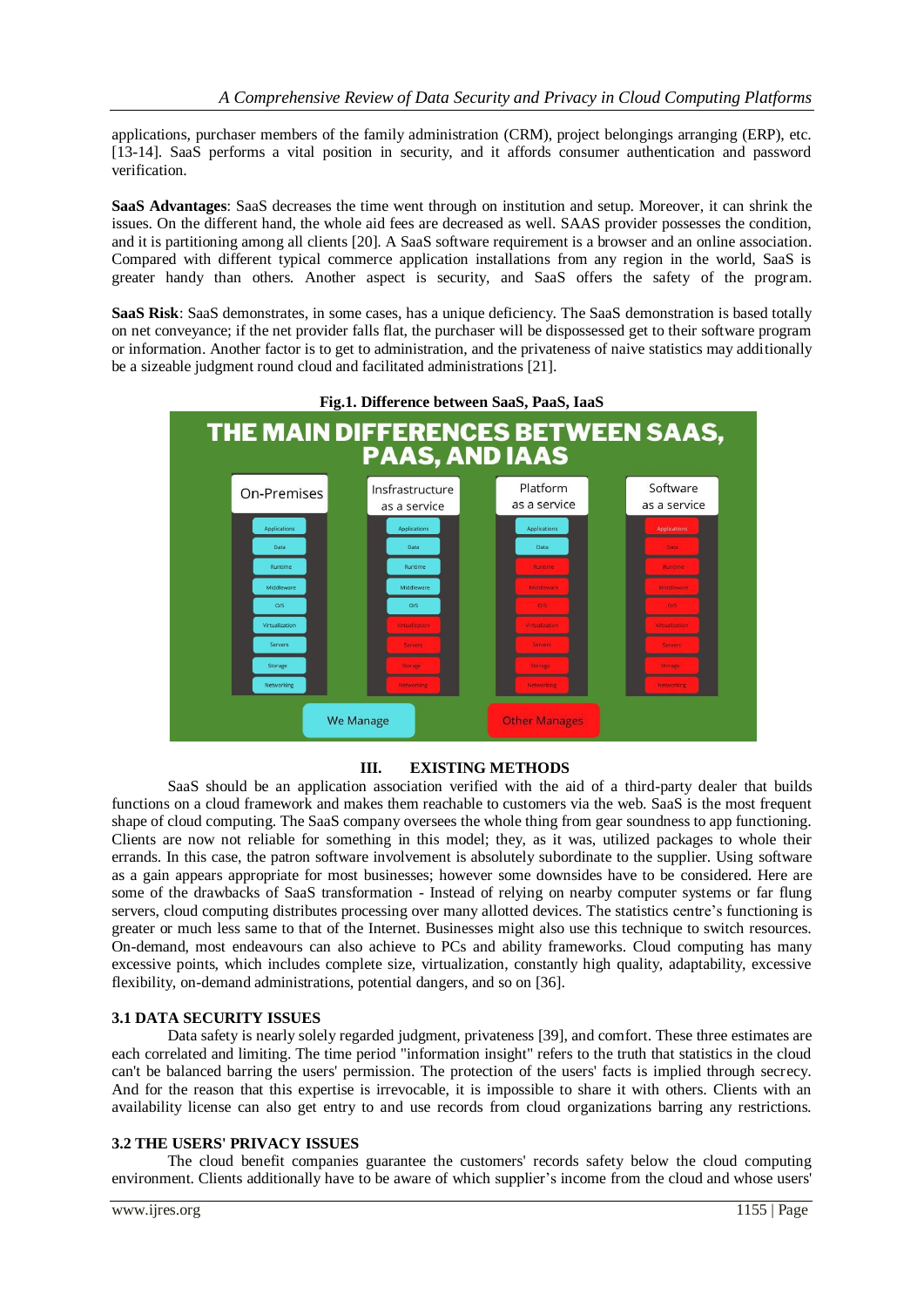applications, purchaser members of the family administration (CRM), project belongings arranging (ERP), etc. [13-14]. SaaS performs a vital position in security, and it affords consumer authentication and password verification.

**SaaS Advantages**: SaaS decreases the time went through on institution and setup. Moreover, it can shrink the issues. On the different hand, the whole aid fees are decreased as well. SAAS provider possesses the condition, and it is partitioning among all clients [20]. A SaaS software requirement is a browser and an online association. Compared with different typical commerce application installations from any region in the world, SaaS is greater handy than others. Another aspect is security, and SaaS offers the safety of the program.

**SaaS Risk**: SaaS demonstrates, in some cases, has a unique deficiency. The SaaS demonstration is based totally on net conveyance; if the net provider falls flat, the purchaser will be dispossessed get to their software program or information. Another factor is to get to administration, and the privateness of naive statistics may additionally be a sizeable judgment round cloud and facilitated administrations [21].

**Fig.1. Difference between SaaS, PaaS, IaaS**

## III. EXISTING METHODS

SaaS should be an application association verified with the aid of a third-party dealer that builds functions on a cloud framework and makes them reachable to customers via the web. SaaS is the most frequent shape of cloud computing. The SaaS company oversees the whole thing from gear soundness to app functioning. Clients are now not reliable for something in this model; they, as it was, utilized packages to whole their errands. In this case, the patron software involvement is absolutely subordinate to the supplier. Using software as a gain appears appropriate for most businesses; however some downsides have to be considered. Here are some of the drawbacks of SaaS transformation - Instead of relying on nearby computer systems or far flung servers, cloud computing distributes processing over many allotted devices. The statistics centre's functioning is greater or much less same to that of the Internet. Businesses might also use this technique to switch resources. On-demand, most endeavours can also achieve to PCs and ability frameworks. Cloud computing has many excessive points, which includes complete size, virtualization, constantly high quality, adaptability, excessive flexibility, on-demand administrations, potential dangers, and so on [36].

### 3.1 DATA SECURITY ISSUES

Data safety is nearly solely regarded judgment, privateness [39], and comfort. These three estimates are each correlated and limiting. The time period "information insight" refers to the truth that statistics in the cloud can't be balanced barring the users' permission. The protection of the users' facts is implied through secrecy. And for the reason that this expertise is irrevocable, it is impossible to share it with others. Clients with an availability license can also get entry to and use records from cloud organizations barring any restrictions.

### 3.2 THE USERS' PRIVACY ISSUES

The cloud benefit companies guarantee the customers' records safety below the cloud computing environment. Clients additionally have to be aware of which supplier's income from the cloud and whose users'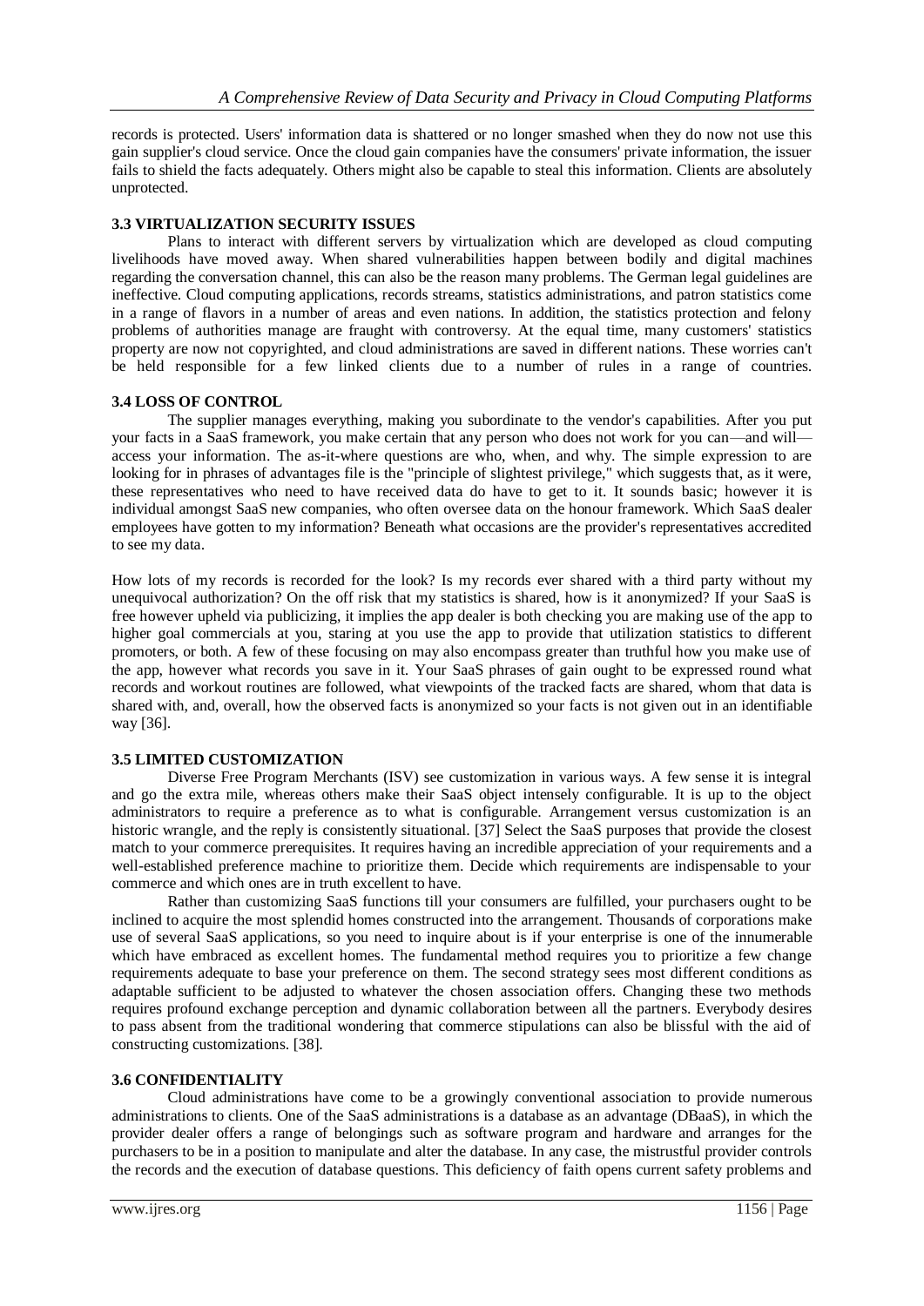records is protected. Users' information data is shattered or no longer smashed when they do now not use this gain supplier's cloud service. Once the cloud gain companies have the consumers' private information, the issuer fails to shield the facts adequately. Others might also be capable to steal this information. Clients are absolutely unprotected.

### 3.3 VIRTUALIZATION SECURITY ISSUES

Plans to interact with different servers by virtualization which are developed as cloud computing livelihoods have moved away. When shared vulnerabilities happen between bodily and digital machines regarding the conversation channel, this can also be the reason many problems. The German legal guidelines are ineffective. Cloud computing applications, records streams, statistics administrations, and patron statistics come in a range of flavors in a number of areas and even nations. In addition, the statistics protection and felony problems of authorities manage are fraught with controversy. At the equal time, many customers' statistics property are now not copyrighted, and cloud administrations are saved in different nations. These worries can't be held responsible for a few linked clients due to a number of rules in a range of countries.

### 3.4 LOSS OF CONTROL

The supplier manages everything, making you subordinate to the vendor's capabilities. After you put your facts in a SaaS framework, you make certain that any person who does not work for you can—and will—access your information. The as-it-where questions are who, when, and why. The simple expression to are looking for in phrases of advantages file is the "principle of slightest privilege," which suggests that, as it were, these representatives who need to have received data do have to get to it. It sounds basic; however it is individual amongst SaaS new companies, who often oversee data on the honour framework. Which SaaS dealer employees have gotten to my information? Beneath what occasions are the provider's representatives accredited to see my data.

How lots of my records is recorded for the look? Is my records ever shared with a third party without my unequivocal authorization? On the off risk that my statistics is shared, how is it anonymized? If your SaaS is free however upheld via publicizing, it implies the app dealer is both checking you are making use of the app to higher goal commercials at you, staring at you use the app to provide that utilization statistics to different promoters, or both. A few of these focusing on may also encompass greater than truthful how you make use of the app, however what records you save in it. Your SaaS phrases of gain ought to be expressed round what records and workout routines are followed, what viewpoints of the tracked facts are shared, whom that data is shared with, and, overall, how the observed facts is anonymized so your facts is not given out in an identifiable way [36].

### 3.5 LIMITED CUSTOMIZATION

Diverse Free Program Merchants (ISV) see customization in various ways. A few sense it is integral and go the extra mile, whereas others make their SaaS object intensely configurable. It is up to the object administrators to require a preference as to what is configurable. Arrangement versus customization is an historic wrangle, and the reply is consistently situational. [37] Select the SaaS purposes that provide the closest match to your commerce prerequisites. It requires having an incredible appreciation of your requirements and a well-established preference machine to prioritize them. Decide which requirements are indispensable to your commerce and which ones are in truth excellent to have.

Rather than customizing SaaS functions till your consumers are fulfilled, your purchasers ought to be inclined to acquire the most splendid homes constructed into the arrangement. Thousands of corporations make use of several SaaS applications, so you need to inquire about is if your enterprise is one of the innumerable which have embraced as excellent homes. The fundamental method requires you to prioritize a few change requirements adequate to base your preference on them. The second strategy sees most different conditions as adaptable sufficient to be adjusted to whatever the chosen association offers. Changing these two methods requires profound exchange perception and dynamic collaboration between all the partners. Everybody desires to pass absent from the traditional wondering that commerce stipulations can also be blissful with the aid of constructing customizations. [38].

### 3.6 CONFIDENTIALITY

Cloud administrations have come to be a growingly conventional association to provide numerous administrations to clients. One of the SaaS administrations is a database as an advantage (DBaaS), in which the provider dealer offers a range of belongings such as software program and hardware and arranges for the purchasers to be in a position to manipulate and alter the database. In any case, the mistrustful provider controls the records and the execution of database questions. This deficiency of faith opens current safety problems and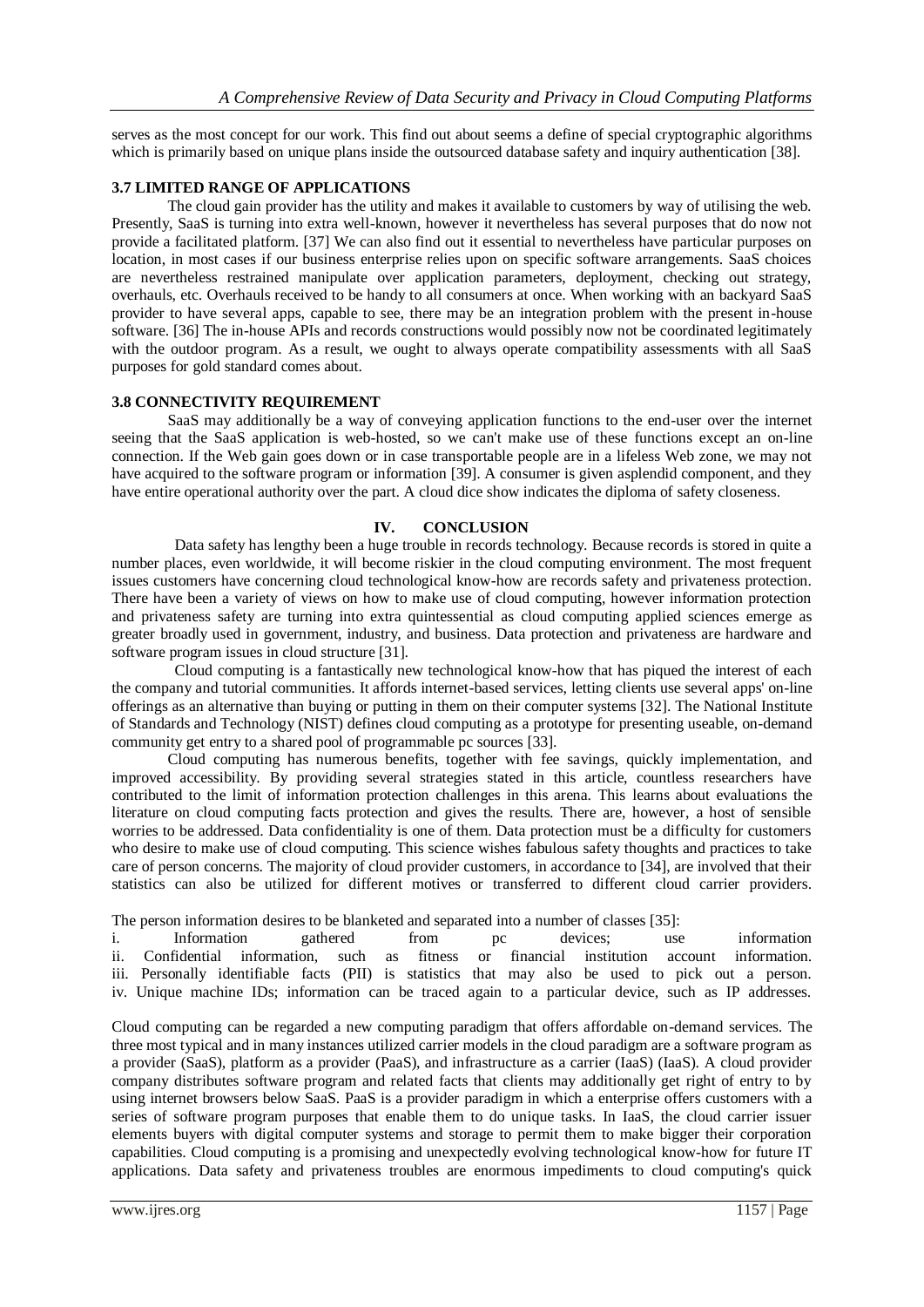serves as the most concept for our work. This find out about seems a define of special cryptographic algorithms which is primarily based on unique plans inside the outsourced database safety and inquiry authentication [38].

### 3.7 LIMITED RANGE OF APPLICATIONS

The cloud gain provider has the utility and makes it available to customers by way of utilising the web. Presently, SaaS is turning into extra well-known, however it nevertheless has several purposes that do now not provide a facilitated platform. [37] We can also find out it essential to nevertheless have particular purposes on location, in most cases if our business enterprise relies upon on specific software arrangements. SaaS choices are nevertheless restrained manipulate over application parameters, deployment, checking out strategy, overhauls, etc. Overhauls received to be handy to all consumers at once. When working with an backyard SaaS provider to have several apps, capable to see, there may be an integration problem with the present in-house software. [36] The in-house APIs and records constructions would possibly now not be coordinated legitimately with the outdoor program. As a result, we ought to always operate compatibility assessments with all SaaS purposes for gold standard comes about.

### 3.8 CONNECTIVITY REQUIREMENT

SaaS may additionally be a way of conveying application functions to the end-user over the internet seeing that the SaaS application is web-hosted, so we can't make use of these functions except an on-line connection. If the Web gain goes down or in case transportable people are in a lifeless Web zone, we may not have acquired to the software program or information [39]. A consumer is given asplendid component, and they have entire operational authority over the part. A cloud dice show indicates the diploma of safety closeness.

## IV. CONCLUSION

Data safety has lengthy been a huge trouble in records technology. Because records is stored in quite a number places, even worldwide, it will become riskier in the cloud computing environment. The most frequent issues customers have concerning cloud technological know-how are records safety and privateness protection. There have been a variety of views on how to make use of cloud computing, however information protection and privateness safety are turning into extra quintessential as cloud computing applied sciences emerge as greater broadly used in government, industry, and business. Data protection and privateness are hardware and software program issues in cloud structure [31].

Cloud computing is a fantastically new technological know-how that has piqued the interest of each the company and tutorial communities. It affords internet-based services, letting clients use several apps' on-line offerings as an alternative than buying or putting in them on their computer systems [32]. The National Institute of Standards and Technology (NIST) defines cloud computing as a prototype for presenting useable, on-demand community get entry to a shared pool of programmable pc sources [33].

Cloud computing has numerous benefits, together with fee savings, quickly implementation, and improved accessibility. By providing several strategies stated in this article, countless researchers have contributed to the limit of information protection challenges in this arena. This learns about evaluations the literature on cloud computing facts protection and gives the results. There are, however, a host of sensible worries to be addressed. Data confidentiality is one of them. Data protection must be a difficulty for customers who desire to make use of cloud computing. This science wishes fabulous safety thoughts and practices to take care of person concerns. The majority of cloud provider customers, in accordance to [34], are involved that their statistics can also be utilized for different motives or transferred to different cloud carrier providers.

The person information desires to be blanketed and separated into a number of classes [35]:

i. Information gathered from pc devices; use information
ii. Confidential information, such as fitness or financial institution account information.
iii. Personally identifiable facts (PII) is statistics that may also be used to pick out a person.
iv. Unique machine IDs; information can be traced again to a particular device, such as IP addresses.

Cloud computing can be regarded a new computing paradigm that offers affordable on-demand services. The three most typical and in many instances utilized carrier models in the cloud paradigm are a software program as a provider (SaaS), platform as a provider (PaaS), and infrastructure as a carrier (IaaS) (IaaS). A cloud provider company distributes software program and related facts that clients may additionally get right of entry to by using internet browsers below SaaS. PaaS is a provider paradigm in which a enterprise offers customers with a series of software program purposes that enable them to do unique tasks. In IaaS, the cloud carrier issuer elements buyers with digital computer systems and storage to permit them to make bigger their corporation capabilities. Cloud computing is a promising and unexpectedly evolving technological know-how for future IT applications. Data safety and privateness troubles are enormous impediments to cloud computing's quick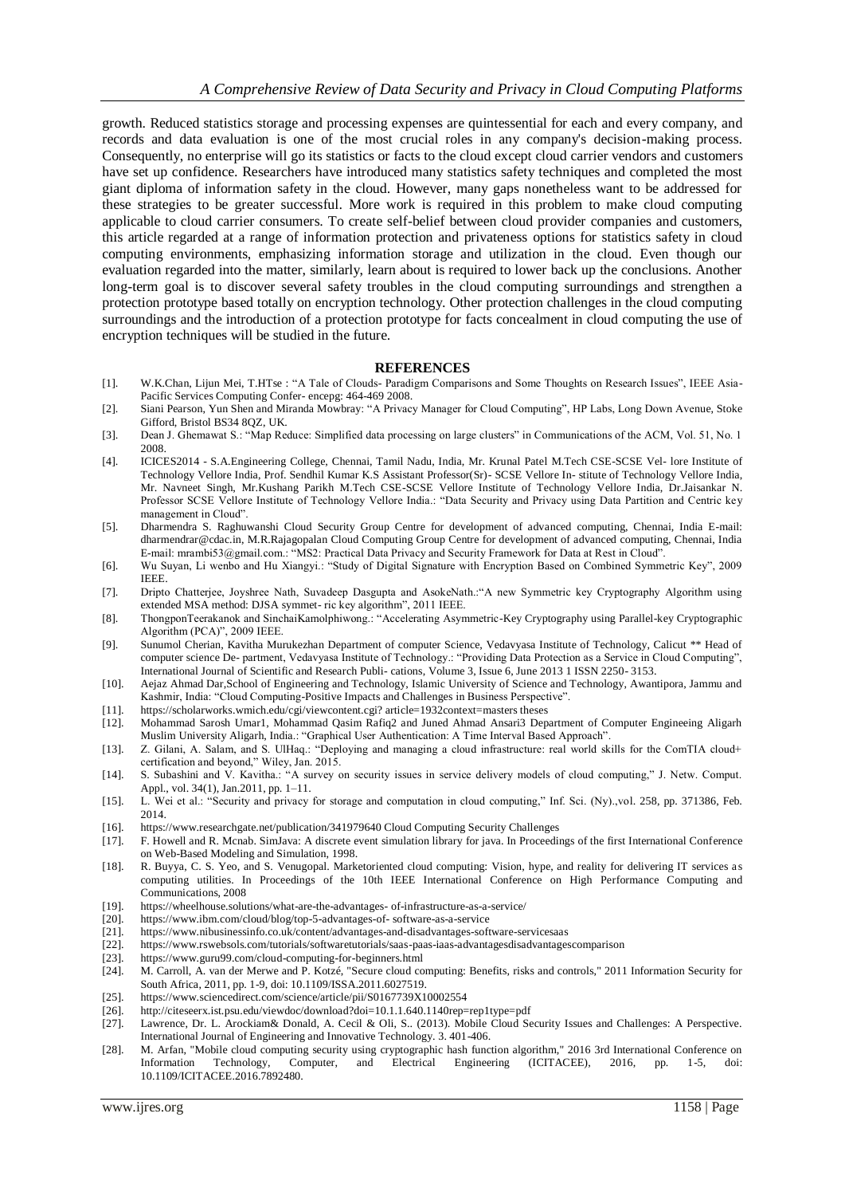growth. Reduced statistics storage and processing expenses are quintessential for each and every company, and records and data evaluation is one of the most crucial roles in any company's decision-making process. Consequently, no enterprise will go its statistics or facts to the cloud except cloud carrier vendors and customers have set up confidence. Researchers have introduced many statistics safety techniques and completed the most giant diploma of information safety in the cloud. However, many gaps nonetheless want to be addressed for these strategies to be greater successful. More work is required in this problem to make cloud computing applicable to cloud carrier consumers. To create self-belief between cloud provider companies and customers, this article regarded at a range of information protection and privateness options for statistics safety in cloud computing environments, emphasizing information storage and utilization in the cloud. Even though our evaluation regarded into the matter, similarly, learn about is required to lower back up the conclusions. Another long-term goal is to discover several safety troubles in the cloud computing surroundings and strengthen a protection prototype based totally on encryption technology. Other protection challenges in the cloud computing surroundings and the introduction of a protection prototype for facts concealment in cloud computing the use of encryption techniques will be studied in the future.

## REFERENCES

[1]. W.K.Chan, Lijun Mei, T.HTse : "A Tale of Clouds- Paradigm Comparisons and Some Thoughts on Research Issues", IEEE Asia-Pacific Services Computing Confer- encepg: 464-469 2008.

[2]. Siani Pearson, Yun Shen and Miranda Mowbray: "A Privacy Manager for Cloud Computing", HP Labs, Long Down Avenue, Stoke Gifford, Bristol BS34 8QZ, UK.

[3]. Dean J. Ghemawat S.: "Map Reduce: Simplified data processing on large clusters" in Communications of the ACM, Vol. 51, No. 1 2008.

[4]. ICICES2014 - S.A.Engineering College, Chennai, Tamil Nadu, India, Mr. Krunal Patel M.Tech CSE-SCSE Vel- lore Institute of Technology Vellore India, Prof. Sendhil Kumar K.S Assistant Professor(Sr)- SCSE Vellore In- stitute of Technology Vellore India, Mr. Navneet Singh, Mr.Kushang Parikh M.Tech CSE-SCSE Vellore Institute of Technology Vellore India, Dr.Jaisankar N. Professor SCSE Vellore Institute of Technology Vellore India.: "Data Security and Privacy using Data Partition and Centric key management in Cloud".

[5]. Dharmendra S. Raghuwanshi Cloud Security Group Centre for development of advanced computing, Chennai, India E-mail: dharmendrar@cdac.in, M.R.Rajagopalan Cloud Computing Group Centre for development of advanced computing, Chennai, India E-mail: mrambi53@gmail.com.: "MS2: Practical Data Privacy and Security Framework for Data at Rest in Cloud".

[6]. Wu Suyan, Li wenbo and Hu Xiangyi.: "Study of Digital Signature with Encryption Based on Combined Symmetric Key", 2009 IEEE.

[7]. Dripto Chatterjee, Joyshree Nath, Suvadeep Dasgupta and AsokeNath.:"A new Symmetric key Cryptography Algorithm using extended MSA method: DJSA symmet- ric key algorithm", 2011 IEEE.

[8]. ThongponTeerakanok and SinchaiKamolphiwong.: "Accelerating Asymmetric-Key Cryptography using Parallel-key Cryptographic Algorithm (PCA)", 2009 IEEE.

[9]. Sunumol Cherian, Kavitha Murukezhan Department of computer Science, Vedavyasa Institute of Technology, Calicut ** Head of computer science De- partment, Vedavyasa Institute of Technology.: "Providing Data Protection as a Service in Cloud Computing", International Journal of Scientific and Research Publi- cations, Volume 3, Issue 6, June 2013 1 ISSN 2250- 3153.

[10]. Aejaz Ahmad Dar,School of Engineering and Technology, Islamic University of Science and Technology, Awantipora, Jammu and Kashmir, India: "Cloud Computing-Positive Impacts and Challenges in Business Perspective".

[11]. https://scholarworks.wmich.edu/cgi/viewcontent.cgi? article=1932context=masters theses

[12]. Mohammad Sarosh Umar1, Mohammad Qasim Rafiq2 and Juned Ahmad Ansari3 Department of Computer Engineeing Aligarh Muslim University Aligarh, India.: "Graphical User Authentication: A Time Interval Based Approach".

[13]. Z. Gilani, A. Salam, and S. UlHaq.: "Deploying and managing a cloud infrastructure: real world skills for the ComTIA cloud+ certification and beyond," Wiley, Jan. 2015.

[14]. S. Subashini and V. Kavitha.: "A survey on security issues in service delivery models of cloud computing," J. Netw. Comput. Appl., vol. 34(1), Jan.2011, pp. 1–11.

[15]. L. Wei et al.: "Security and privacy for storage and computation in cloud computing," Inf. Sci. (Ny).,vol. 258, pp. 371386, Feb. 2014.

[16]. https://www.researchgate.net/publication/341979640 Cloud Computing Security Challenges

[17]. F. Howell and R. Mcnab. SimJava: A discrete event simulation library for java. In Proceedings of the first International Conference on Web-Based Modeling and Simulation, 1998.

[18]. R. Buyya, C. S. Yeo, and S. Venugopal. Marketoriented cloud computing: Vision, hype, and reality for delivering IT services as computing utilities. In Proceedings of the 10th IEEE International Conference on High Performance Computing and Communications, 2008

[19]. https://wheelhouse.solutions/what-are-the-advantages- of-infrastructure-as-a-service/

[20]. https://www.ibm.com/cloud/blog/top-5-advantages-of- software-as-a-service

[21]. https://www.nibusinessinfo.co.uk/content/advantages-and-disadvantages-software-servicesaas

[22]. https://www.rswebsols.com/tutorials/softwaretutorials/saas-paas-iaas-advantagesdisadvantagescomparison

[23]. https://www.guru99.com/cloud-computing-for-beginners.html

[24]. M. Carroll, A. van der Merwe and P. Kotzé, "Secure cloud computing: Benefits, risks and controls," 2011 Information Security for South Africa, 2011, pp. 1-9, doi: 10.1109/ISSA.2011.6027519.

[25]. https://www.sciencedirect.com/science/article/pii/S0167739X10002554

[26]. http://citeseerx.ist.psu.edu/viewdoc/download?doi=10.1.1.640.1140rep=rep1type=pdf

[27]. Lawrence, Dr. L. Arockiam& Donald, A. Cecil & Oli, S.. (2013). Mobile Cloud Security Issues and Challenges: A Perspective. International Journal of Engineering and Innovative Technology. 3. 401-406.

[28]. M. Arfan, "Mobile cloud computing security using cryptographic hash function algorithm," 2016 3rd International Conference on Information Technology, Computer, and Electrical Engineering (ICITACEE), 2016, pp. 1-5, doi: 10.1109/ICITACEE.2016.7892480.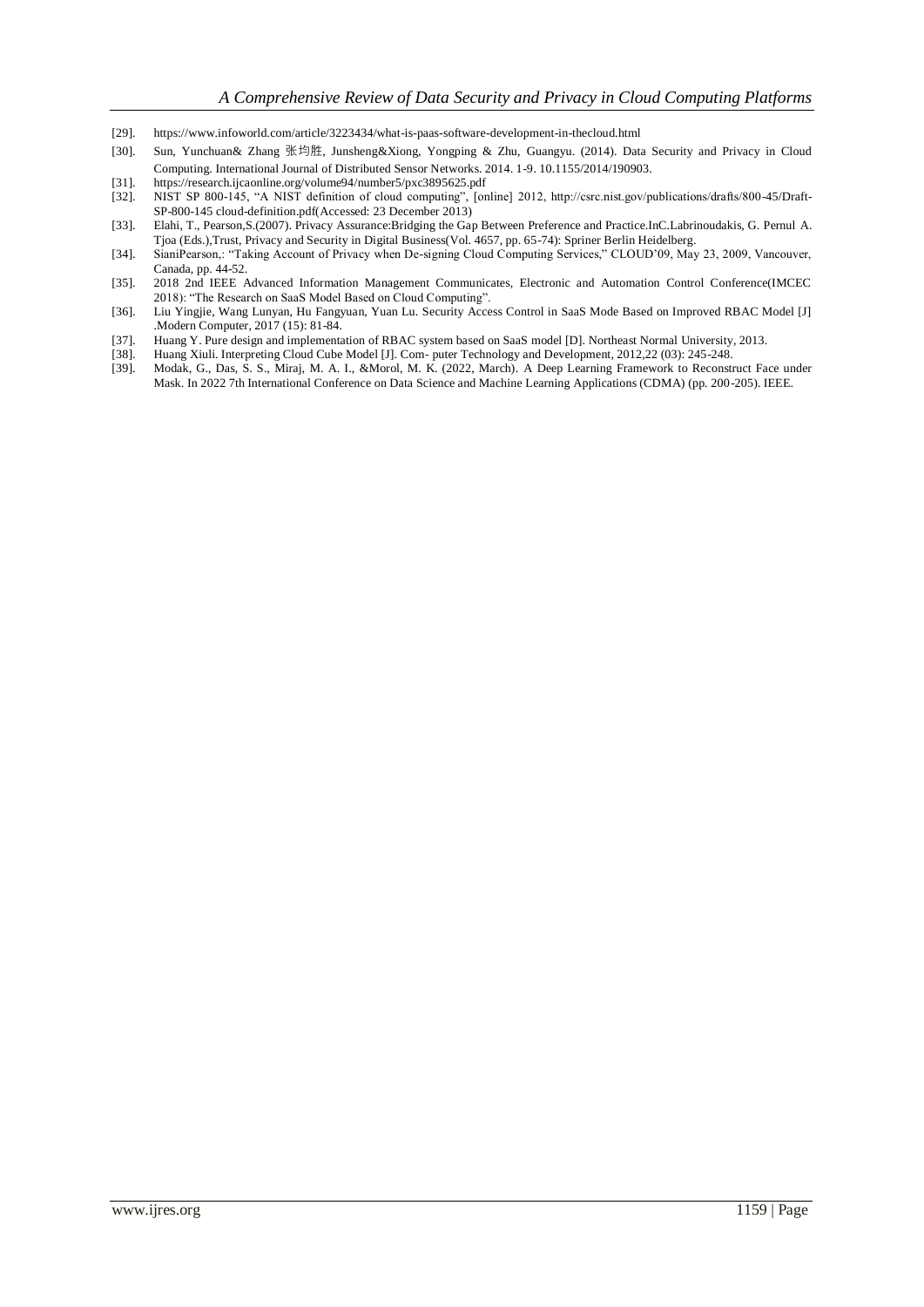[29]. https://www.infoworld.com/article/3223434/what-is-paas-software-development-in-thecloud.html

[30]. Sun, Yunchuan& Zhang 张均胜, Junsheng&Xiong, Yongping & Zhu, Guangyu. (2014). Data Security and Privacy in Cloud Computing. International Journal of Distributed Sensor Networks. 2014. 1-9. 10.1155/2014/190903.

[31]. https://research.ijcaonline.org/volume94/number5/pxc3895625.pdf

[32]. NIST SP 800-145, "A NIST definition of cloud computing", [online] 2012, http://csrc.nist.gov/publications/drafts/800-45/Draft-SP-800-145 cloud-definition.pdf(Accessed: 23 December 2013)

[33]. Elahi, T., Pearson,S.(2007). Privacy Assurance:Bridging the Gap Between Preference and Practice.InC.Labrinoudakis, G. Pernul A. Tjoa (Eds.),Trust, Privacy and Security in Digital Business(Vol. 4657, pp. 65-74): Spriner Berlin Heidelberg.

[34]. SianiPearson,: "Taking Account of Privacy when De-signing Cloud Computing Services," CLOUD'09, May 23, 2009, Vancouver, Canada, pp. 44-52.

[35]. 2018 2nd IEEE Advanced Information Management Communicates, Electronic and Automation Control Conference(IMCEC 2018): "The Research on SaaS Model Based on Cloud Computing".

[36]. Liu Yingjie, Wang Lunyan, Hu Fangyuan, Yuan Lu. Security Access Control in SaaS Mode Based on Improved RBAC Model [J] .Modern Computer, 2017 (15): 81-84.

[37]. Huang Y. Pure design and implementation of RBAC system based on SaaS model [D]. Northeast Normal University, 2013.

[38]. Huang Xiuli. Interpreting Cloud Cube Model [J]. Com- puter Technology and Development, 2012,22 (03): 245-248.

[39]. Modak, G., Das, S. S., Miraj, M. A. I., &Morol, M. K. (2022, March). A Deep Learning Framework to Reconstruct Face under Mask. In 2022 7th International Conference on Data Science and Machine Learning Applications (CDMA) (pp. 200-205). IEEE.